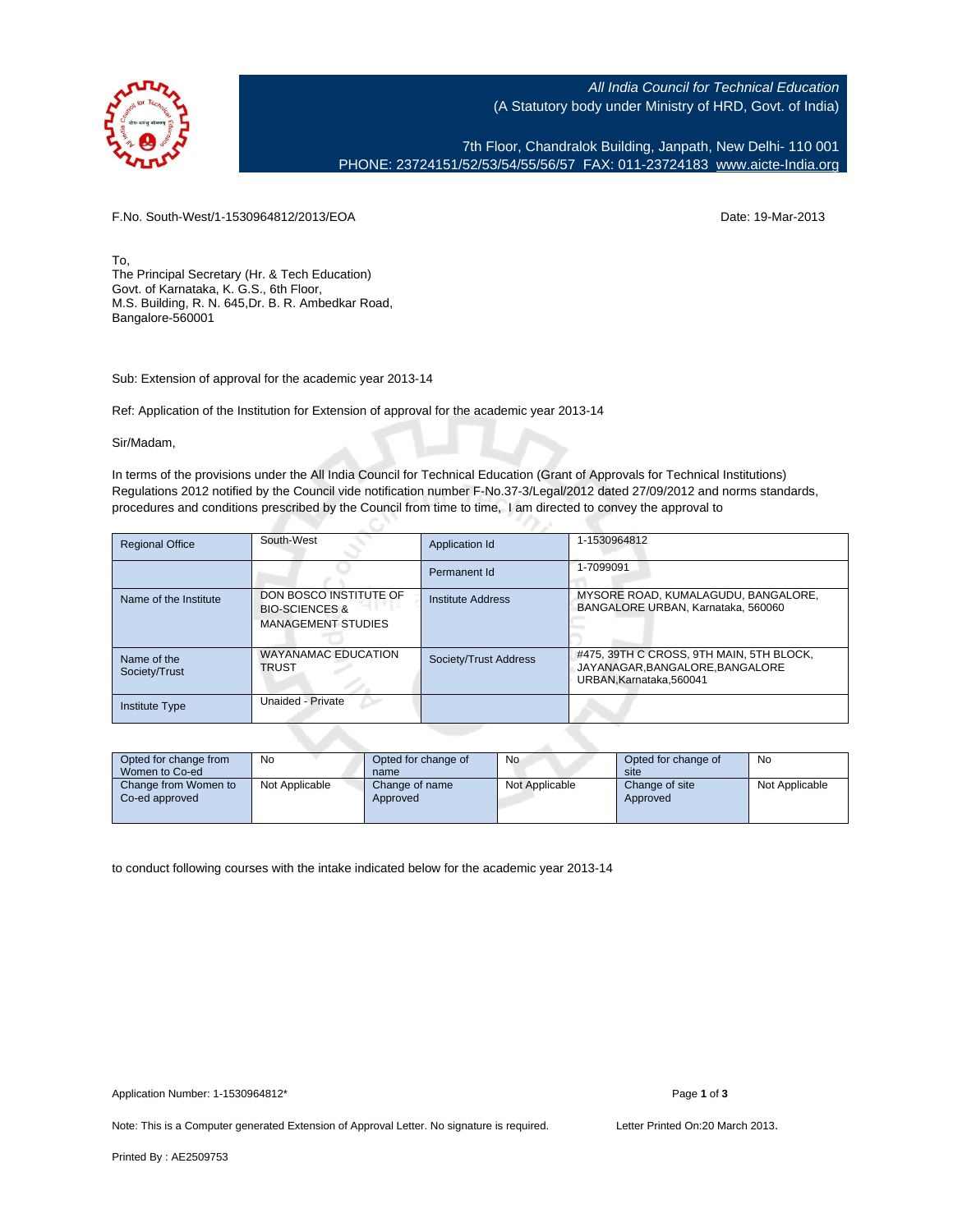All India Council for Technical Education
(A Statutory body under Ministry of HRD, Govt. of India)

7th Floor, Chandralok Building, Janpath, New Delhi- 110 001
PHONE: 23724151/52/53/54/55/56/57 FAX: 011-23724183 www.aicte-India.org

F.No. South-West/1-1530964812/2013/EOA

Date: 19-Mar-2013

To,
The Principal Secretary (Hr. & Tech Education)
Govt. of Karnataka, K. G.S., 6th Floor,
M.S. Building, R. N. 645,Dr. B. R. Ambedkar Road,
Bangalore-560001

Sub: Extension of approval for the academic year 2013-14

Ref: Application of the Institution for Extension of approval for the academic year 2013-14

Sir/Madam,

In terms of the provisions under the All India Council for Technical Education (Grant of Approvals for Technical Institutions) Regulations 2012 notified by the Council vide notification number F-No.37-3/Legal/2012 dated 27/09/2012 and norms standards, procedures and conditions prescribed by the Council from time to time, I am directed to convey the approval to

| Regional Office | South-West | Application Id | 1-1530964812 |
|---|---|---|---|
| | | Permanent Id | 1-7099091 |
| Name of the Institute | DON BOSCO INSTITUTE OF BIO-SCIENCES & MANAGEMENT STUDIES | Institute Address | MYSORE ROAD, KUMALAGUDU, BANGALORE, BANGALORE URBAN, Karnataka, 560060 |
| Name of the Society/Trust | WAYANAMAC EDUCATION TRUST | Society/Trust Address | #475, 39TH C CROSS, 9TH MAIN, 5TH BLOCK, JAYANAGAR,BANGALORE,BANGALORE URBAN,Karnataka,560041 |
| Institute Type | Unaided - Private | | |

| Opted for change from Women to Co-ed | No | Opted for change of name | No | Opted for change of site | No |
|---|---|---|---|---|---|
| Change from Women to Co-ed approved | Not Applicable | Change of name Approved | Not Applicable | Change of site Approved | Not Applicable |

to conduct following courses with the intake indicated below for the academic year 2013-14

Application Number: 1-1530964812*

Note: This is a Computer generated Extension of Approval Letter. No signature is required.

Letter Printed On:20 March 2013.

Printed By : AE2509753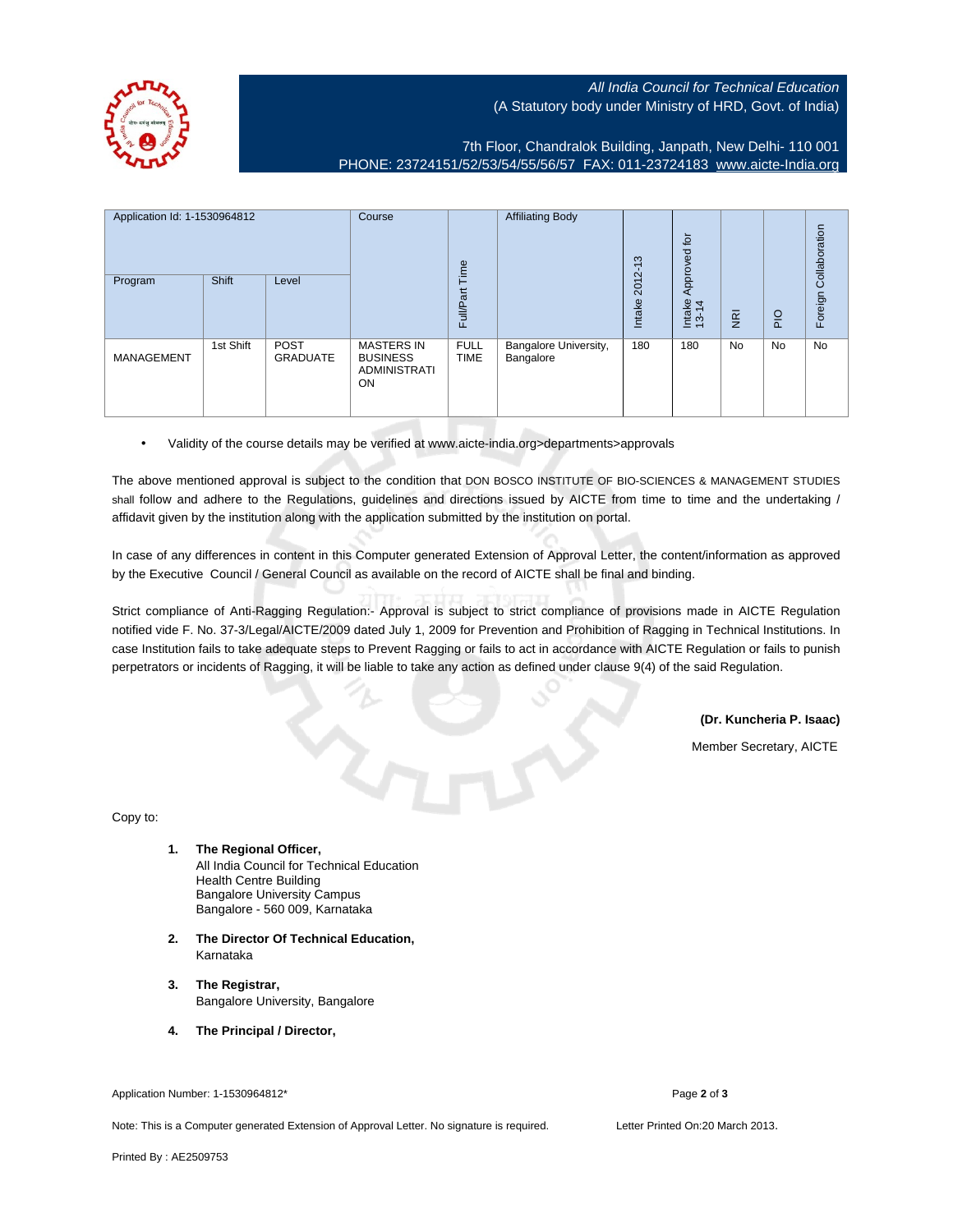All India Council for Technical Education
(A Statutory body under Ministry of HRD, Govt. of India)

7th Floor, Chandralok Building, Janpath, New Delhi- 110 001
PHONE: 23724151/52/53/54/55/56/57 FAX: 011-23724183 www.aicte-India.org

| Application Id: 1-1530964812 | | | Course | Full/Part Time | Affiliating Body | Intake 2012-13 | Intake Approved for 13-14 | NRI | PIO | Foreign Collaboration |
|---|---|---|---|---|---|---|---|---|---|---|
| Program | Shift | Level | | | | | | | | |
| MANAGEMENT | 1st Shift | POST GRADUATE | MASTERS IN BUSINESS ADMINISTRATION | FULL TIME | Bangalore University, Bangalore | 180 | 180 | No | No | No |

- Validity of the course details may be verified at www.aicte-india.org>departments>approvals

The above mentioned approval is subject to the condition that DON BOSCO INSTITUTE OF BIO-SCIENCES & MANAGEMENT STUDIES shall follow and adhere to the Regulations, guidelines and directions issued by AICTE from time to time and the undertaking / affidavit given by the institution along with the application submitted by the institution on portal.

In case of any differences in content in this Computer generated Extension of Approval Letter, the content/information as approved by the Executive Council / General Council as available on the record of AICTE shall be final and binding.

Strict compliance of Anti-Ragging Regulation:- Approval is subject to strict compliance of provisions made in AICTE Regulation notified vide F. No. 37-3/Legal/AICTE/2009 dated July 1, 2009 for Prevention and Prohibition of Ragging in Technical Institutions. In case Institution fails to take adequate steps to Prevent Ragging or fails to act in accordance with AICTE Regulation or fails to punish perpetrators or incidents of Ragging, it will be liable to take any action as defined under clause 9(4) of the said Regulation.

**(Dr. Kuncheria P. Isaac)**

Member Secretary, AICTE

Copy to:

1. **The Regional Officer,**
   All India Council for Technical Education
   Health Centre Building
   Bangalore University Campus
   Bangalore - 560 009, Karnataka

2. **The Director Of Technical Education,**
   Karnataka

3. **The Registrar,**
   Bangalore University, Bangalore

4. **The Principal / Director,**

Application Number: 1-1530964812*

Note: This is a Computer generated Extension of Approval Letter. No signature is required.

Letter Printed On:20 March 2013.

Printed By : AE2509753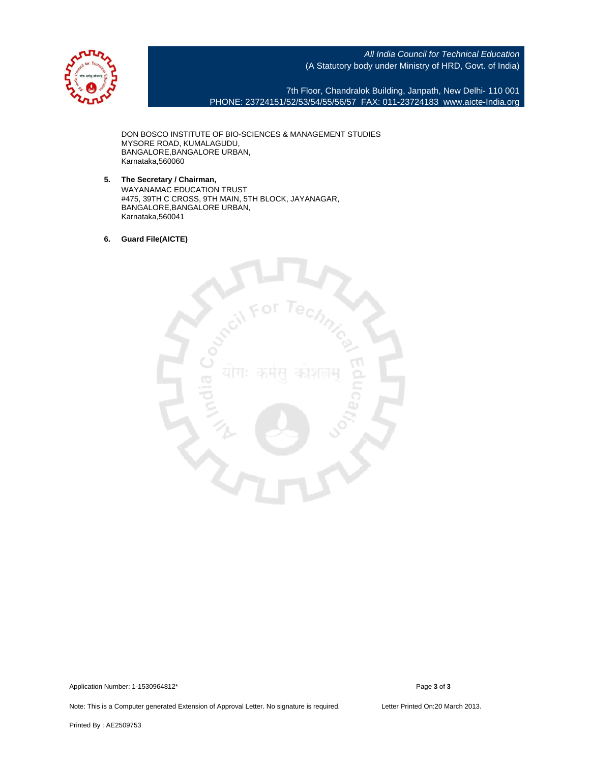DON BOSCO INSTITUTE OF BIO-SCIENCES & MANAGEMENT STUDIES
MYSORE ROAD, KUMALAGUDU,
BANGALORE,BANGALORE URBAN,
Karnataka,560060

5. **The Secretary / Chairman,**
   WAYANAMAC EDUCATION TRUST
   #475, 39TH C CROSS, 9TH MAIN, 5TH BLOCK, JAYANAGAR,
   BANGALORE,BANGALORE URBAN,
   Karnataka,560041

6. **Guard File(AICTE)**

Application Number: 1-1530964812*

Note: This is a Computer generated Extension of Approval Letter. No signature is required.

Letter Printed On:20 March 2013.

Printed By : AE2509753